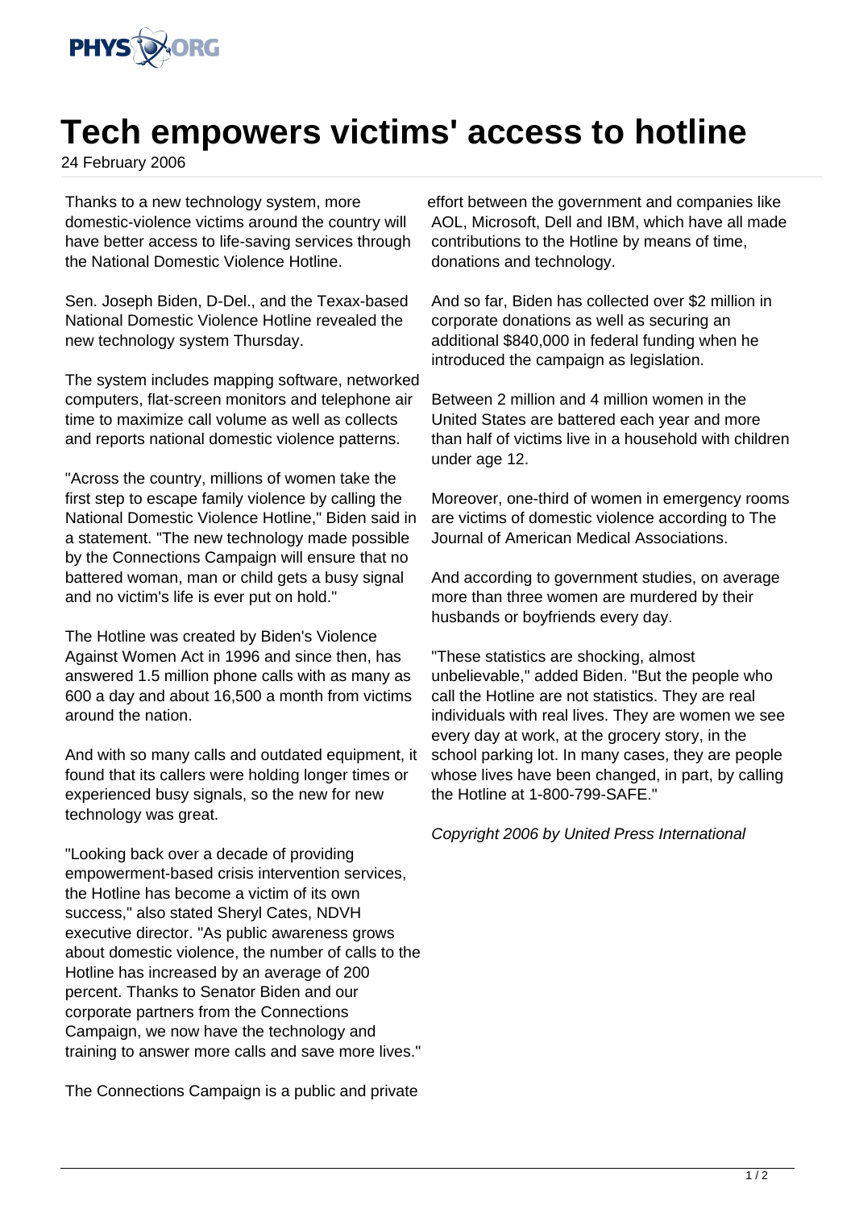# Tech empowers victims' access to hotline

24 February 2006

Thanks to a new technology system, more domestic-violence victims around the country will have better access to life-saving services through the National Domestic Violence Hotline.

Sen. Joseph Biden, D-Del., and the Texax-based National Domestic Violence Hotline revealed the new technology system Thursday.

The system includes mapping software, networked computers, flat-screen monitors and telephone air time to maximize call volume as well as collects and reports national domestic violence patterns.

"Across the country, millions of women take the first step to escape family violence by calling the National Domestic Violence Hotline," Biden said in a statement. "The new technology made possible by the Connections Campaign will ensure that no battered woman, man or child gets a busy signal and no victim's life is ever put on hold."

The Hotline was created by Biden's Violence Against Women Act in 1996 and since then, has answered 1.5 million phone calls with as many as 600 a day and about 16,500 a month from victims around the nation.

And with so many calls and outdated equipment, it found that its callers were holding longer times or experienced busy signals, so the new for new technology was great.

"Looking back over a decade of providing empowerment-based crisis intervention services, the Hotline has become a victim of its own success," also stated Sheryl Cates, NDVH executive director. "As public awareness grows about domestic violence, the number of calls to the Hotline has increased by an average of 200 percent. Thanks to Senator Biden and our corporate partners from the Connections Campaign, we now have the technology and training to answer more calls and save more lives."

The Connections Campaign is a public and private effort between the government and companies like AOL, Microsoft, Dell and IBM, which have all made contributions to the Hotline by means of time, donations and technology.

And so far, Biden has collected over $2 million in corporate donations as well as securing an additional $840,000 in federal funding when he introduced the campaign as legislation.

Between 2 million and 4 million women in the United States are battered each year and more than half of victims live in a household with children under age 12.

Moreover, one-third of women in emergency rooms are victims of domestic violence according to The Journal of American Medical Associations.

And according to government studies, on average more than three women are murdered by their husbands or boyfriends every day.

"These statistics are shocking, almost unbelievable," added Biden. "But the people who call the Hotline are not statistics. They are real individuals with real lives. They are women we see every day at work, at the grocery story, in the school parking lot. In many cases, they are people whose lives have been changed, in part, by calling the Hotline at 1-800-799-SAFE."

*Copyright 2006 by United Press International*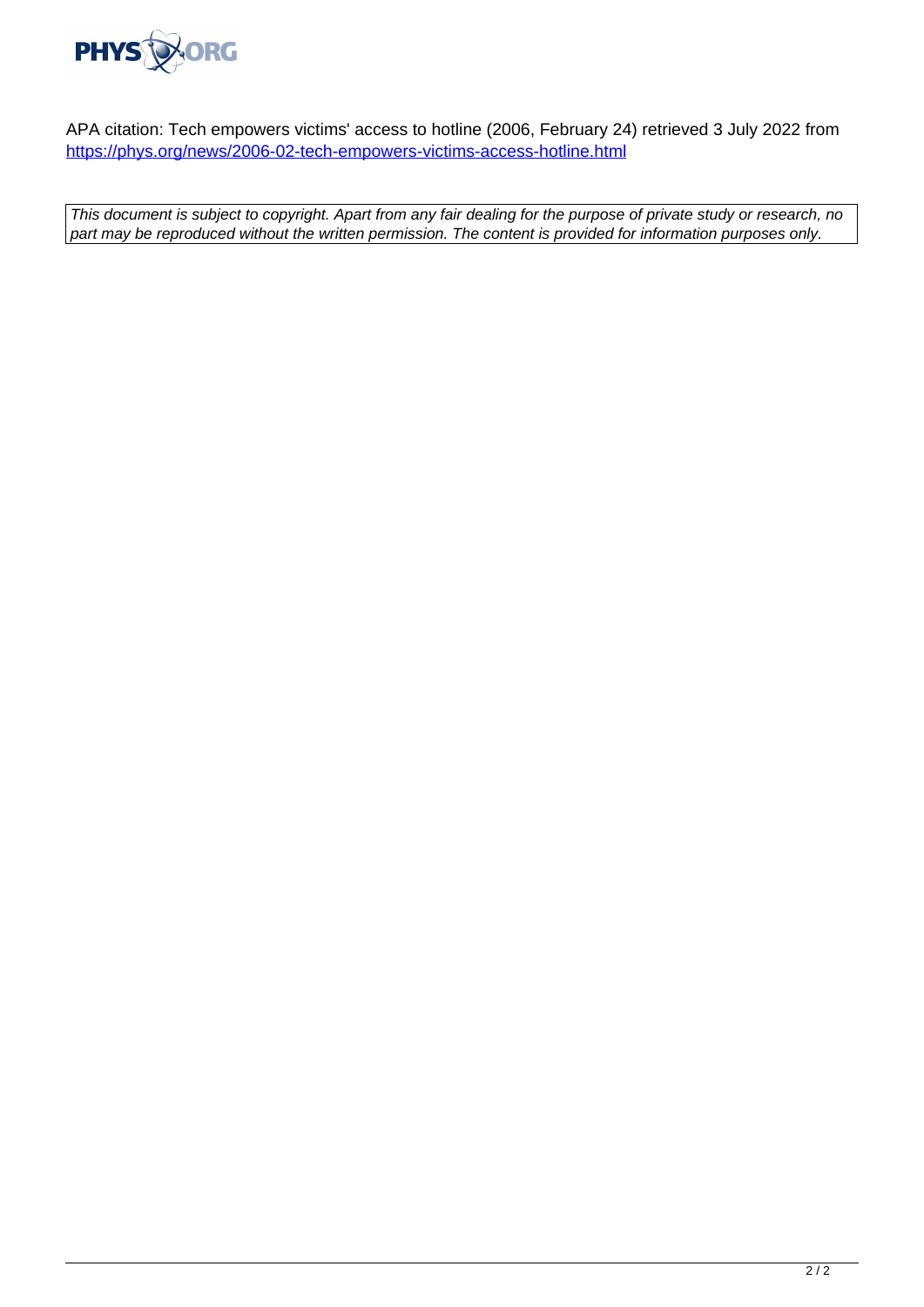APA citation: Tech empowers victims' access to hotline (2006, February 24) retrieved 3 July 2022 from https://phys.org/news/2006-02-tech-empowers-victims-access-hotline.html

*This document is subject to copyright. Apart from any fair dealing for the purpose of private study or research, no part may be reproduced without the written permission. The content is provided for information purposes only.*